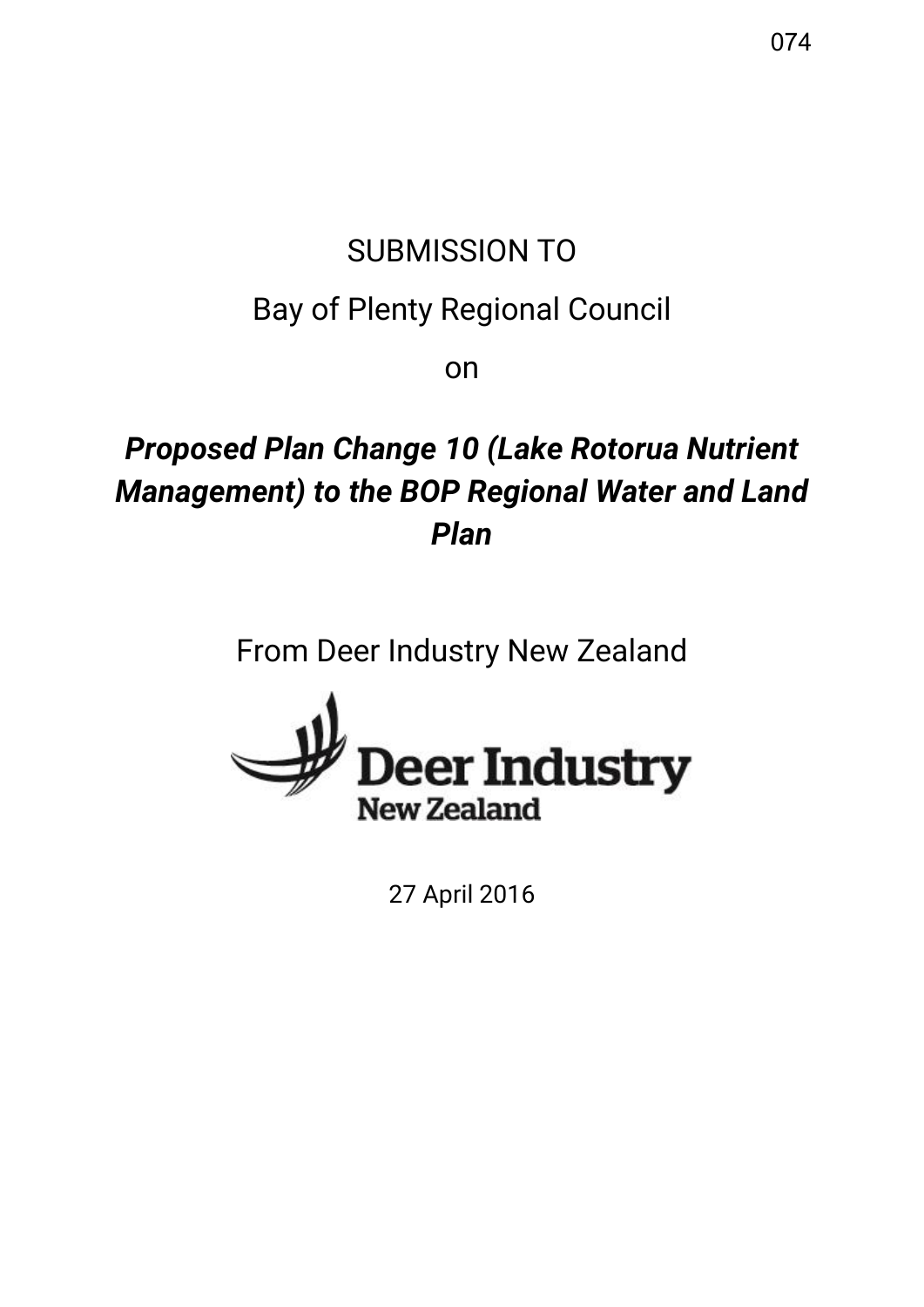074

SUBMISSION TO

Bay of Plenty Regional Council

on

***Proposed Plan Change 10 (Lake Rotorua Nutrient Management) to the BOP Regional Water and Land Plan***

From Deer Industry New Zealand

Deer Industry
New Zealand

27 April 2016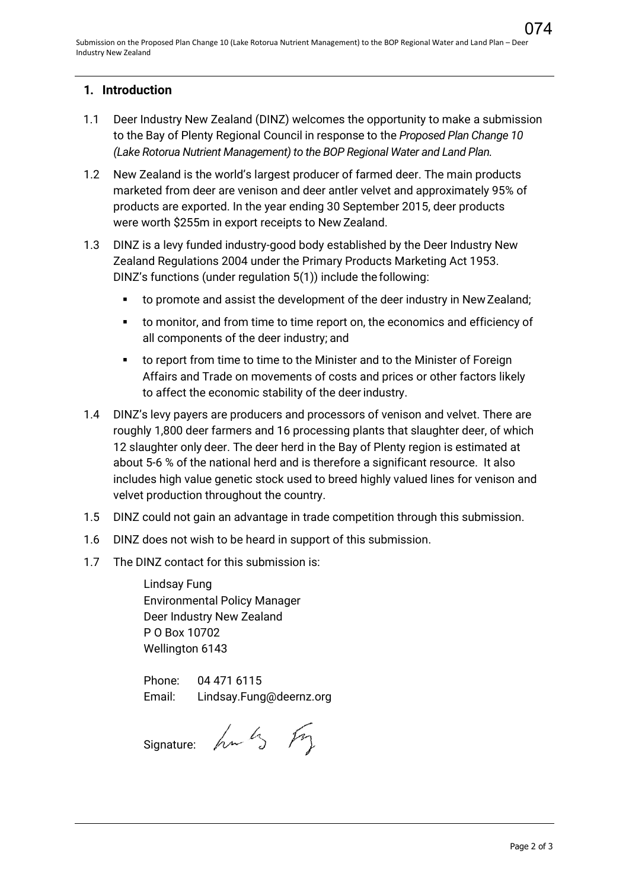## 1. Introduction

1.1 Deer Industry New Zealand (DINZ) welcomes the opportunity to make a submission to the Bay of Plenty Regional Council in response to the *Proposed Plan Change 10 (Lake Rotorua Nutrient Management) to the BOP Regional Water and Land Plan.*

1.2 New Zealand is the world's largest producer of farmed deer. The main products marketed from deer are venison and deer antler velvet and approximately 95% of products are exported. In the year ending 30 September 2015, deer products were worth \$255m in export receipts to New Zealand.

1.3 DINZ is a levy funded industry-good body established by the Deer Industry New Zealand Regulations 2004 under the Primary Products Marketing Act 1953. DINZ's functions (under regulation 5(1)) include the following:

- to promote and assist the development of the deer industry in New Zealand;
- to monitor, and from time to time report on, the economics and efficiency of all components of the deer industry; and
- to report from time to time to the Minister and to the Minister of Foreign Affairs and Trade on movements of costs and prices or other factors likely to affect the economic stability of the deer industry.

1.4 DINZ's levy payers are producers and processors of venison and velvet. There are roughly 1,800 deer farmers and 16 processing plants that slaughter deer, of which 12 slaughter only deer. The deer herd in the Bay of Plenty region is estimated at about 5-6 % of the national herd and is therefore a significant resource. It also includes high value genetic stock used to breed highly valued lines for venison and velvet production throughout the country.

1.5 DINZ could not gain an advantage in trade competition through this submission.

1.6 DINZ does not wish to be heard in support of this submission.

1.7 The DINZ contact for this submission is:

Lindsay Fung
Environmental Policy Manager
Deer Industry New Zealand
P O Box 10702
Wellington 6143

Phone: 04 471 6115
Email: Lindsay.Fung@deernz.org

Signature: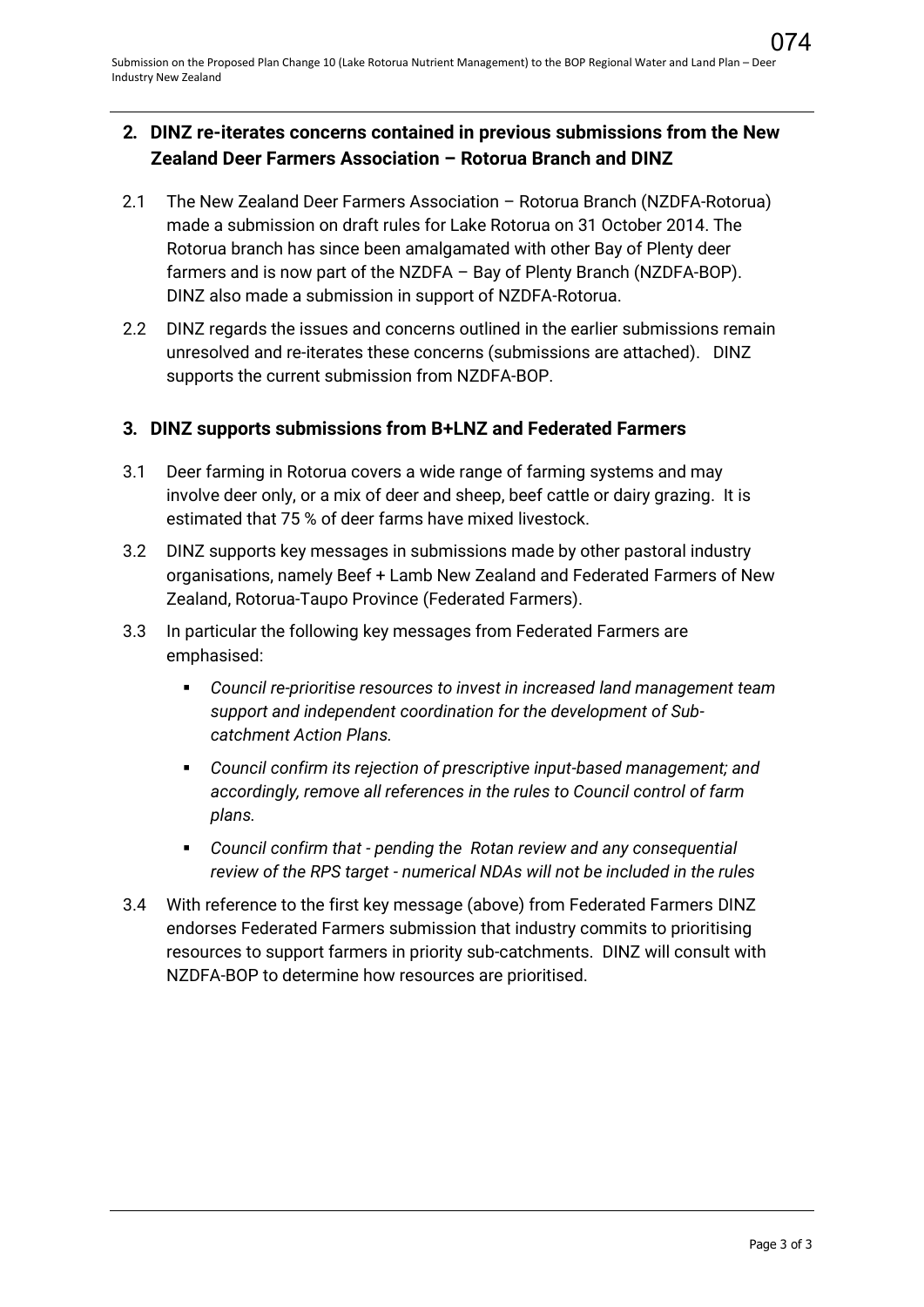## 2. DINZ re-iterates concerns contained in previous submissions from the New Zealand Deer Farmers Association – Rotorua Branch and DINZ

2.1 The New Zealand Deer Farmers Association – Rotorua Branch (NZDFA-Rotorua) made a submission on draft rules for Lake Rotorua on 31 October 2014. The Rotorua branch has since been amalgamated with other Bay of Plenty deer farmers and is now part of the NZDFA – Bay of Plenty Branch (NZDFA-BOP). DINZ also made a submission in support of NZDFA-Rotorua.

2.2 DINZ regards the issues and concerns outlined in the earlier submissions remain unresolved and re-iterates these concerns (submissions are attached). DINZ supports the current submission from NZDFA-BOP.

## 3. DINZ supports submissions from B+LNZ and Federated Farmers

3.1 Deer farming in Rotorua covers a wide range of farming systems and may involve deer only, or a mix of deer and sheep, beef cattle or dairy grazing. It is estimated that 75 % of deer farms have mixed livestock.

3.2 DINZ supports key messages in submissions made by other pastoral industry organisations, namely Beef + Lamb New Zealand and Federated Farmers of New Zealand, Rotorua-Taupo Province (Federated Farmers).

3.3 In particular the following key messages from Federated Farmers are emphasised:

- *Council re-prioritise resources to invest in increased land management team support and independent coordination for the development of Sub-catchment Action Plans.*
- *Council confirm its rejection of prescriptive input-based management; and accordingly, remove all references in the rules to Council control of farm plans.*
- *Council confirm that - pending the Rotan review and any consequential review of the RPS target - numerical NDAs will not be included in the rules*

3.4 With reference to the first key message (above) from Federated Farmers DINZ endorses Federated Farmers submission that industry commits to prioritising resources to support farmers in priority sub-catchments. DINZ will consult with NZDFA-BOP to determine how resources are prioritised.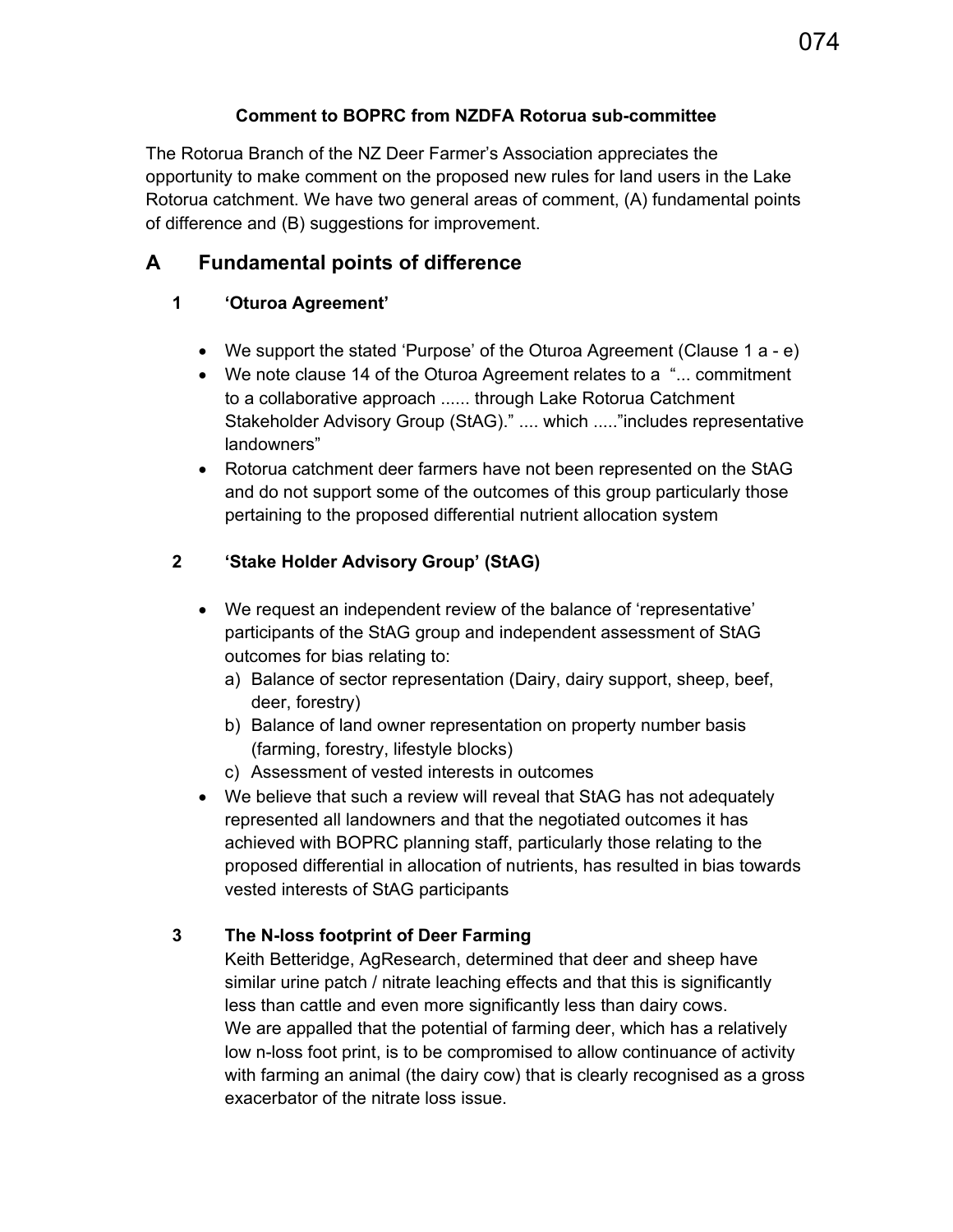**Comment to BOPRC from NZDFA Rotorua sub-committee**

The Rotorua Branch of the NZ Deer Farmer's Association appreciates the opportunity to make comment on the proposed new rules for land users in the Lake Rotorua catchment. We have two general areas of comment, (A) fundamental points of difference and (B) suggestions for improvement.

## A Fundamental points of difference

### 1 'Oturoa Agreement'

- We support the stated 'Purpose' of the Oturoa Agreement (Clause 1 a - e)
- We note clause 14 of the Oturoa Agreement relates to a "... commitment to a collaborative approach ...... through Lake Rotorua Catchment Stakeholder Advisory Group (StAG)." .... which ....."includes representative landowners"
- Rotorua catchment deer farmers have not been represented on the StAG and do not support some of the outcomes of this group particularly those pertaining to the proposed differential nutrient allocation system

### 2 'Stake Holder Advisory Group' (StAG)

- We request an independent review of the balance of 'representative' participants of the StAG group and independent assessment of StAG outcomes for bias relating to:
  a) Balance of sector representation (Dairy, dairy support, sheep, beef, deer, forestry)
  b) Balance of land owner representation on property number basis (farming, forestry, lifestyle blocks)
  c) Assessment of vested interests in outcomes
- We believe that such a review will reveal that StAG has not adequately represented all landowners and that the negotiated outcomes it has achieved with BOPRC planning staff, particularly those relating to the proposed differential in allocation of nutrients, has resulted in bias towards vested interests of StAG participants

### 3 The N-loss footprint of Deer Farming

Keith Betteridge, AgResearch, determined that deer and sheep have similar urine patch / nitrate leaching effects and that this is significantly less than cattle and even more significantly less than dairy cows.
We are appalled that the potential of farming deer, which has a relatively low n-loss foot print, is to be compromised to allow continuance of activity with farming an animal (the dairy cow) that is clearly recognised as a gross exacerbator of the nitrate loss issue.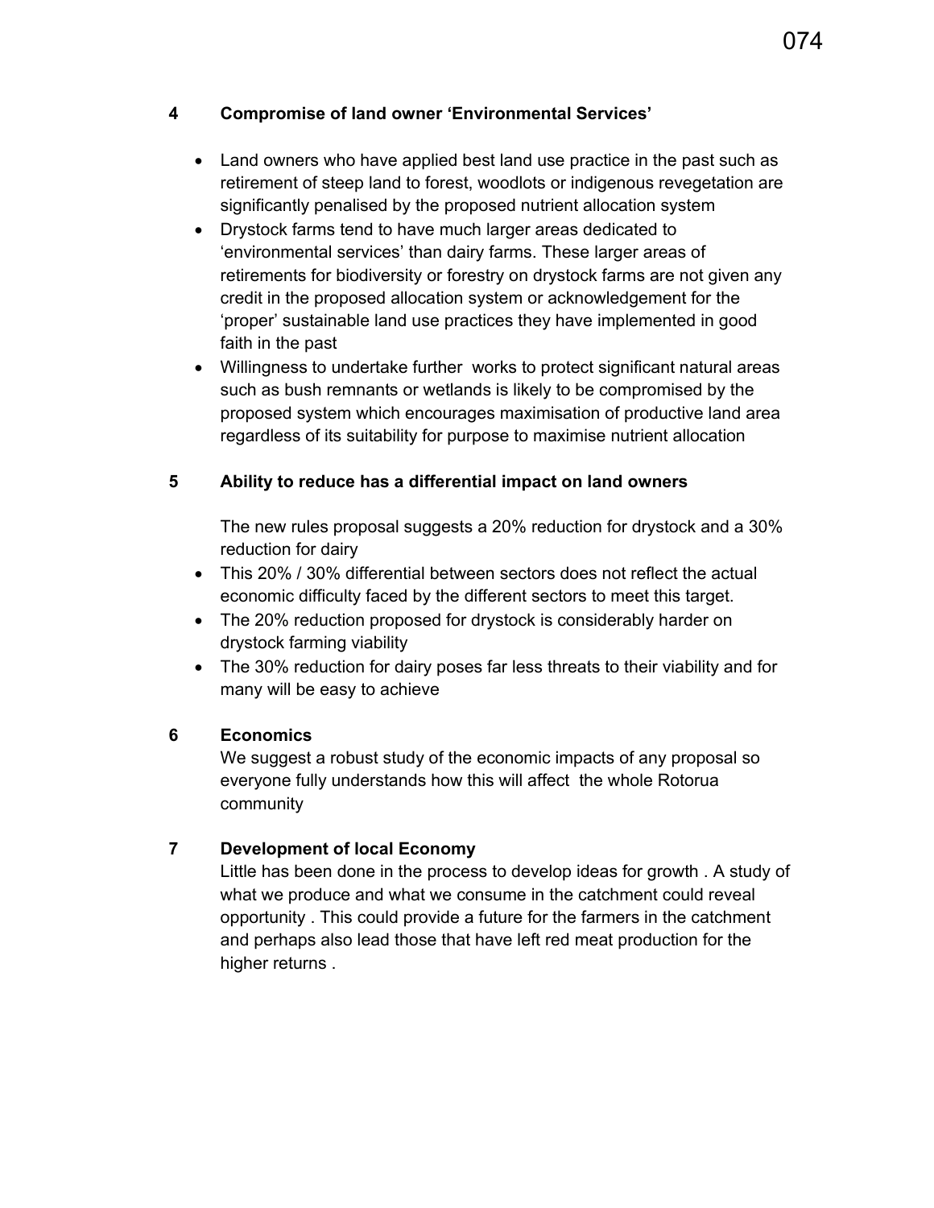## 4 Compromise of land owner 'Environmental Services'

- Land owners who have applied best land use practice in the past such as retirement of steep land to forest, woodlots or indigenous revegetation are significantly penalised by the proposed nutrient allocation system
- Drystock farms tend to have much larger areas dedicated to 'environmental services' than dairy farms. These larger areas of retirements for biodiversity or forestry on drystock farms are not given any credit in the proposed allocation system or acknowledgement for the 'proper' sustainable land use practices they have implemented in good faith in the past
- Willingness to undertake further works to protect significant natural areas such as bush remnants or wetlands is likely to be compromised by the proposed system which encourages maximisation of productive land area regardless of its suitability for purpose to maximise nutrient allocation

## 5 Ability to reduce has a differential impact on land owners

The new rules proposal suggests a 20% reduction for drystock and a 30% reduction for dairy

- This 20% / 30% differential between sectors does not reflect the actual economic difficulty faced by the different sectors to meet this target.
- The 20% reduction proposed for drystock is considerably harder on drystock farming viability
- The 30% reduction for dairy poses far less threats to their viability and for many will be easy to achieve

## 6 Economics

We suggest a robust study of the economic impacts of any proposal so everyone fully understands how this will affect the whole Rotorua community

## 7 Development of local Economy

Little has been done in the process to develop ideas for growth . A study of what we produce and what we consume in the catchment could reveal opportunity . This could provide a future for the farmers in the catchment and perhaps also lead those that have left red meat production for the higher returns .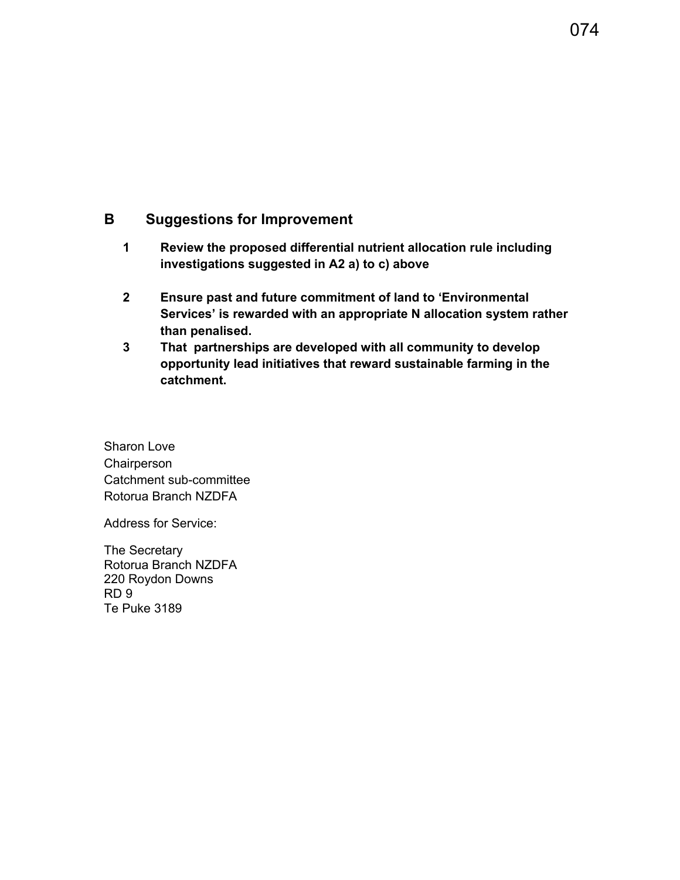## B Suggestions for Improvement

1. **Review the proposed differential nutrient allocation rule including investigations suggested in A2 a) to c) above**

2. **Ensure past and future commitment of land to 'Environmental Services' is rewarded with an appropriate N allocation system rather than penalised.**

3. **That partnerships are developed with all community to develop opportunity lead initiatives that reward sustainable farming in the catchment.**

Sharon Love
Chairperson
Catchment sub-committee
Rotorua Branch NZDFA

Address for Service:

The Secretary
Rotorua Branch NZDFA
220 Roydon Downs
RD 9
Te Puke 3189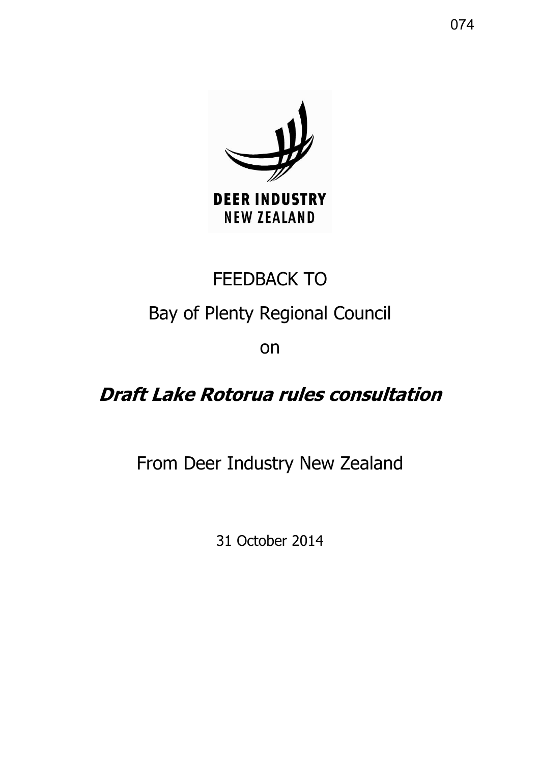FEEDBACK TO

Bay of Plenty Regional Council

on

***Draft Lake Rotorua rules consultation***

From Deer Industry New Zealand

31 October 2014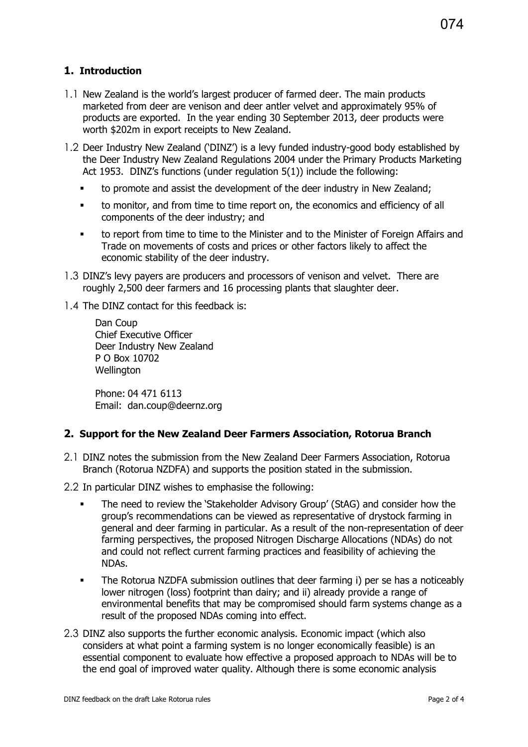## 1. Introduction

1.1 New Zealand is the world's largest producer of farmed deer. The main products marketed from deer are venison and deer antler velvet and approximately 95% of products are exported. In the year ending 30 September 2013, deer products were worth $202m in export receipts to New Zealand.

1.2 Deer Industry New Zealand ('DINZ') is a levy funded industry-good body established by the Deer Industry New Zealand Regulations 2004 under the Primary Products Marketing Act 1953. DINZ's functions (under regulation 5(1)) include the following:

- to promote and assist the development of the deer industry in New Zealand;
- to monitor, and from time to time report on, the economics and efficiency of all components of the deer industry; and
- to report from time to time to the Minister and to the Minister of Foreign Affairs and Trade on movements of costs and prices or other factors likely to affect the economic stability of the deer industry.

1.3 DINZ's levy payers are producers and processors of venison and velvet. There are roughly 2,500 deer farmers and 16 processing plants that slaughter deer.

1.4 The DINZ contact for this feedback is:

Dan Coup
Chief Executive Officer
Deer Industry New Zealand
P O Box 10702
Wellington

Phone: 04 471 6113
Email: dan.coup@deernz.org

## 2. Support for the New Zealand Deer Farmers Association, Rotorua Branch

2.1 DINZ notes the submission from the New Zealand Deer Farmers Association, Rotorua Branch (Rotorua NZDFA) and supports the position stated in the submission.

2.2 In particular DINZ wishes to emphasise the following:

- The need to review the 'Stakeholder Advisory Group' (StAG) and consider how the group's recommendations can be viewed as representative of drystock farming in general and deer farming in particular. As a result of the non-representation of deer farming perspectives, the proposed Nitrogen Discharge Allocations (NDAs) do not and could not reflect current farming practices and feasibility of achieving the NDAs.
- The Rotorua NZDFA submission outlines that deer farming i) per se has a noticeably lower nitrogen (loss) footprint than dairy; and ii) already provide a range of environmental benefits that may be compromised should farm systems change as a result of the proposed NDAs coming into effect.

2.3 DINZ also supports the further economic analysis. Economic impact (which also considers at what point a farming system is no longer economically feasible) is an essential component to evaluate how effective a proposed approach to NDAs will be to the end goal of improved water quality. Although there is some economic analysis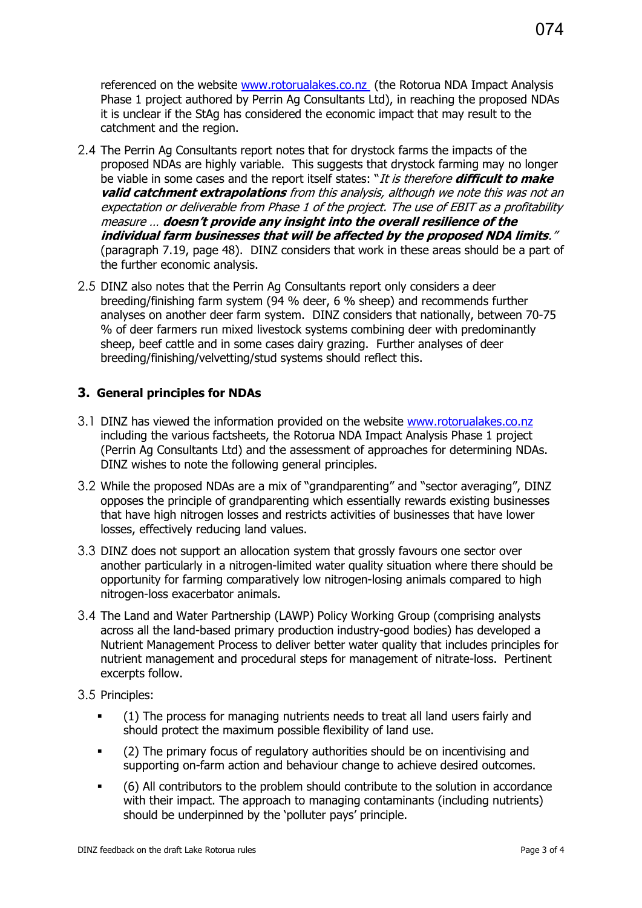referenced on the website [www.rotorualakes.co.nz](http://www.rotorualakes.co.nz) (the Rotorua NDA Impact Analysis Phase 1 project authored by Perrin Ag Consultants Ltd), in reaching the proposed NDAs it is unclear if the StAg has considered the economic impact that may result to the catchment and the region.

2.4 The Perrin Ag Consultants report notes that for drystock farms the impacts of the proposed NDAs are highly variable. This suggests that drystock farming may no longer be viable in some cases and the report itself states: "*It is therefore **difficult to make valid catchment extrapolations** from this analysis, although we note this was not an expectation or deliverable from Phase 1 of the project. The use of EBIT as a profitability measure … **doesn't provide any insight into the overall resilience of the individual farm businesses that will be affected by the proposed NDA limits**.*" (paragraph 7.19, page 48). DINZ considers that work in these areas should be a part of the further economic analysis.

2.5 DINZ also notes that the Perrin Ag Consultants report only considers a deer breeding/finishing farm system (94 % deer, 6 % sheep) and recommends further analyses on another deer farm system. DINZ considers that nationally, between 70-75 % of deer farmers run mixed livestock systems combining deer with predominantly sheep, beef cattle and in some cases dairy grazing. Further analyses of deer breeding/finishing/velvetting/stud systems should reflect this.

## 3. General principles for NDAs

3.1 DINZ has viewed the information provided on the website [www.rotorualakes.co.nz](http://www.rotorualakes.co.nz) including the various factsheets, the Rotorua NDA Impact Analysis Phase 1 project (Perrin Ag Consultants Ltd) and the assessment of approaches for determining NDAs. DINZ wishes to note the following general principles.

3.2 While the proposed NDAs are a mix of "grandparenting" and "sector averaging", DINZ opposes the principle of grandparenting which essentially rewards existing businesses that have high nitrogen losses and restricts activities of businesses that have lower losses, effectively reducing land values.

3.3 DINZ does not support an allocation system that grossly favours one sector over another particularly in a nitrogen-limited water quality situation where there should be opportunity for farming comparatively low nitrogen-losing animals compared to high nitrogen-loss exacerbator animals.

3.4 The Land and Water Partnership (LAWP) Policy Working Group (comprising analysts across all the land-based primary production industry-good bodies) has developed a Nutrient Management Process to deliver better water quality that includes principles for nutrient management and procedural steps for management of nitrate-loss. Pertinent excerpts follow.

3.5 Principles:

- (1) The process for managing nutrients needs to treat all land users fairly and should protect the maximum possible flexibility of land use.
- (2) The primary focus of regulatory authorities should be on incentivising and supporting on-farm action and behaviour change to achieve desired outcomes.
- (6) All contributors to the problem should contribute to the solution in accordance with their impact. The approach to managing contaminants (including nutrients) should be underpinned by the 'polluter pays' principle.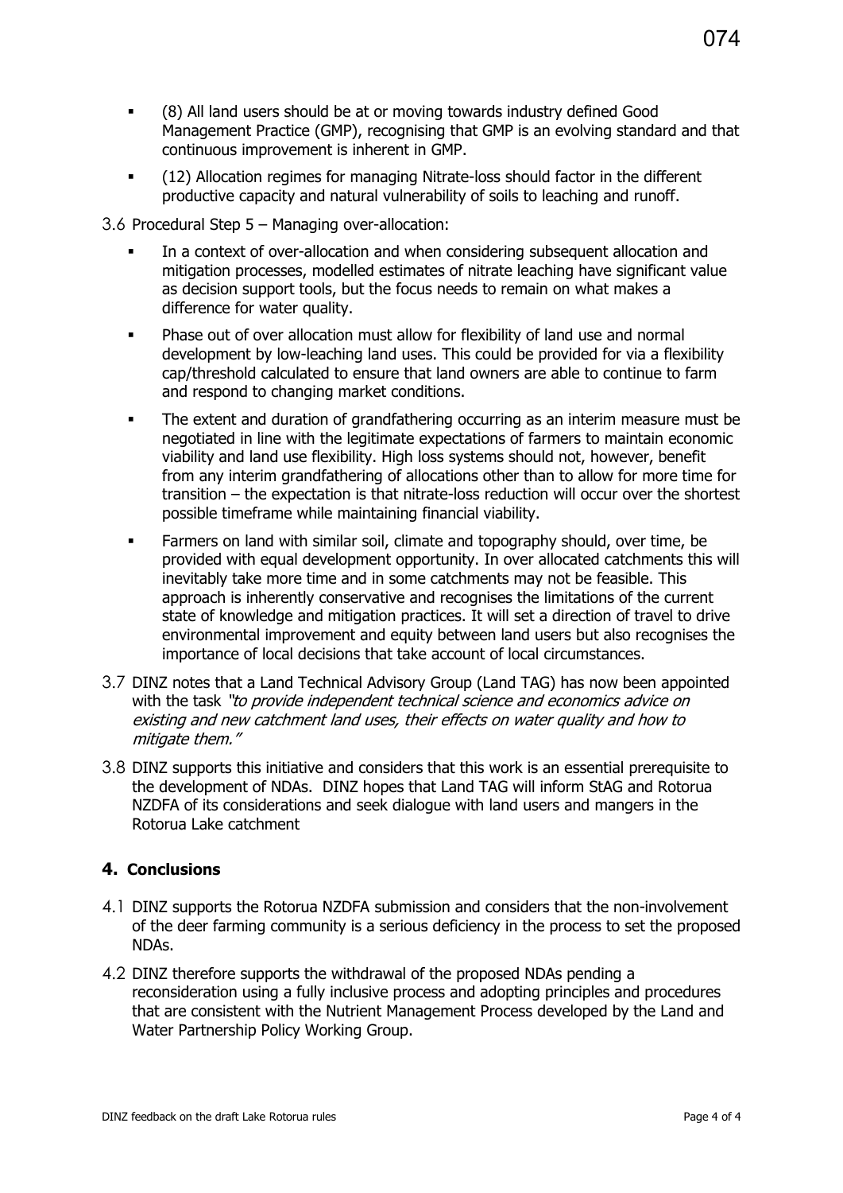- (8) All land users should be at or moving towards industry defined Good Management Practice (GMP), recognising that GMP is an evolving standard and that continuous improvement is inherent in GMP.
- (12) Allocation regimes for managing Nitrate-loss should factor in the different productive capacity and natural vulnerability of soils to leaching and runoff.

3.6 Procedural Step 5 – Managing over-allocation:

- In a context of over-allocation and when considering subsequent allocation and mitigation processes, modelled estimates of nitrate leaching have significant value as decision support tools, but the focus needs to remain on what makes a difference for water quality.
- Phase out of over allocation must allow for flexibility of land use and normal development by low-leaching land uses. This could be provided for via a flexibility cap/threshold calculated to ensure that land owners are able to continue to farm and respond to changing market conditions.
- The extent and duration of grandfathering occurring as an interim measure must be negotiated in line with the legitimate expectations of farmers to maintain economic viability and land use flexibility. High loss systems should not, however, benefit from any interim grandfathering of allocations other than to allow for more time for transition – the expectation is that nitrate-loss reduction will occur over the shortest possible timeframe while maintaining financial viability.
- Farmers on land with similar soil, climate and topography should, over time, be provided with equal development opportunity. In over allocated catchments this will inevitably take more time and in some catchments may not be feasible. This approach is inherently conservative and recognises the limitations of the current state of knowledge and mitigation practices. It will set a direction of travel to drive environmental improvement and equity between land users but also recognises the importance of local decisions that take account of local circumstances.

3.7 DINZ notes that a Land Technical Advisory Group (Land TAG) has now been appointed with the task *"to provide independent technical science and economics advice on existing and new catchment land uses, their effects on water quality and how to mitigate them."*

3.8 DINZ supports this initiative and considers that this work is an essential prerequisite to the development of NDAs. DINZ hopes that Land TAG will inform StAG and Rotorua NZDFA of its considerations and seek dialogue with land users and mangers in the Rotorua Lake catchment

## 4. Conclusions

4.1 DINZ supports the Rotorua NZDFA submission and considers that the non-involvement of the deer farming community is a serious deficiency in the process to set the proposed NDAs.

4.2 DINZ therefore supports the withdrawal of the proposed NDAs pending a reconsideration using a fully inclusive process and adopting principles and procedures that are consistent with the Nutrient Management Process developed by the Land and Water Partnership Policy Working Group.